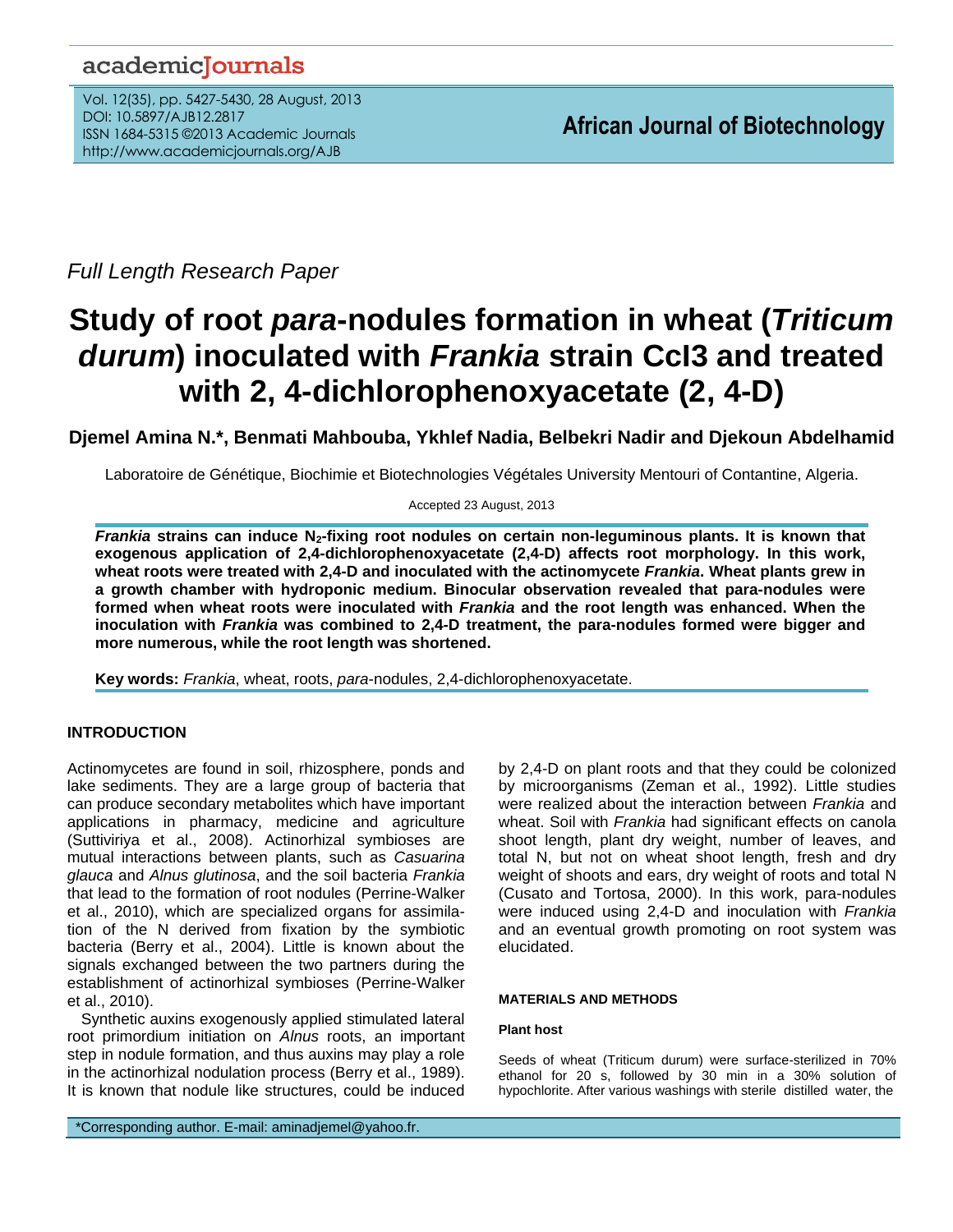*Full Length Research Paper*

# Study of root *para*-nodules formation in wheat (*Triticum durum*) inoculated with *Frankia* strain CcI3 and treated with 2, 4-dichlorophenoxyacetate (2, 4-D)

**Djemel Amina N.*, Benmati Mahbouba, Yklef Nadia, Belbekri Nadir and Djekoun Abdelhamid**

Laboratoire de Génétique, Biochimie et Biotechnologies Végétales University Mentouri of Contantine, Algeria.

Accepted 23 August, 2013

***Frankia* strains can induce $N_2$-fixing root nodules on certain non-leguminous plants. It is known that exogenous application of 2,4-dichlorophenoxyacetate (2,4-D) affects root morphology. In this work, wheat roots were treated with 2,4-D and inoculated with the actinomycete *Frankia*. Wheat plants grew in a growth chamber with hydroponic medium. Binocular observation revealed that para-nodules were formed when wheat roots were inoculated with *Frankia* and the root length was enhanced. When the inoculation with *Frankia* was combined to 2,4-D treatment, the para-nodules formed were bigger and more numerous, while the root length was shortened.**

**Key words:** *Frankia*, wheat, roots, *para*-nodules, 2,4-dichlorophenoxyacetate.

## INTRODUCTION

Actinomycetes are found in soil, rhizosphere, ponds and lake sediments. They are a large group of bacteria that can produce secondary metabolites which have important applications in pharmacy, medicine and agriculture (Suttiviriya et al., 2008). Actinorhizal symbioses are mutual interactions between plants, such as *Casuarina glauca* and *Alnus glutinosa*, and the soil bacteria *Frankia* that lead to the formation of root nodules (Perrine-Walker et al., 2010), which are specialized organs for assimilation of the N derived from fixation by the symbiotic bacteria (Berry et al., 2004). Little is known about the signals exchanged between the two partners during the establishment of actinorhizal symbioses (Perrine-Walker et al., 2010).

Synthetic auxins exogenously applied stimulated lateral root primordium initiation on *Alnus* roots, an important step in nodule formation, and thus auxins may play a role in the actinorhizal nodulation process (Berry et al., 1989). It is known that nodule like structures, could be induced by 2,4-D on plant roots and that they could be colonized by microorganisms (Zeman et al., 1992). Little studies were realized about the interaction between *Frankia* and wheat. Soil with *Frankia* had significant effects on canola shoot length, plant dry weight, number of leaves, and total N, but not on wheat shoot length, fresh and dry weight of shoots and ears, dry weight of roots and total N (Cusato and Tortosa, 2000). In this work, para-nodules were induced using 2,4-D and inoculation with *Frankia* and an eventual growth promoting on root system was elucidated.

## MATERIALS AND METHODS

### Plant host

Seeds of wheat (Triticum durum) were surface-sterilized in 70% ethanol for 20 s, followed by 30 min in a 30% solution of hypochlorite. After various washings with sterile distilled water, the

*Corresponding author. E-mail: aminadjemel@yahoo.fr.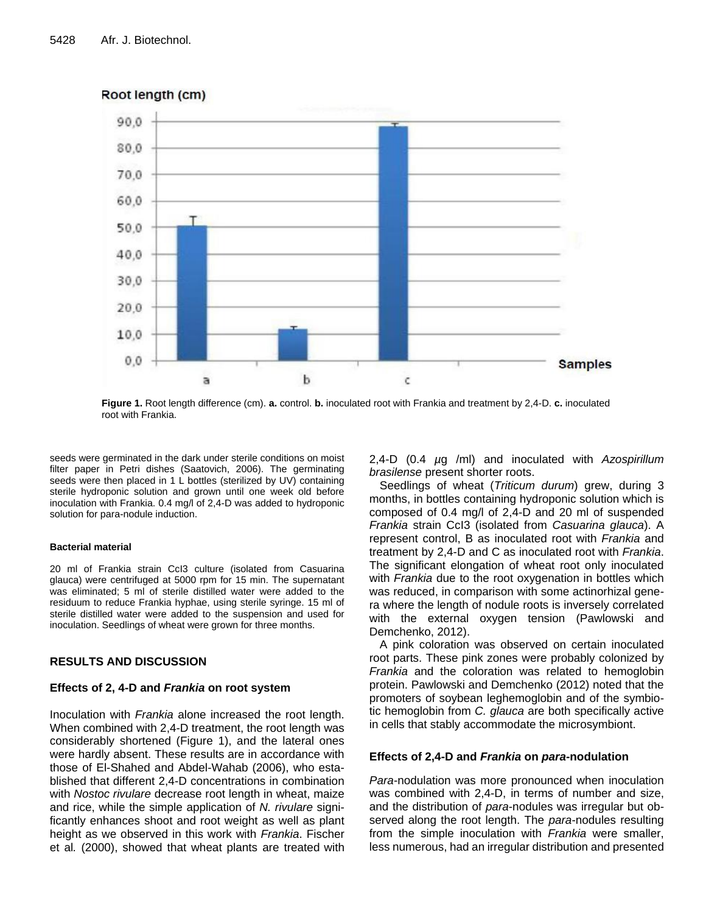Root length (cm)

| Samples | Root length (cm) |
|---|---|
| a | ~50.5 |
| b | ~12 |
| c | ~88 |

**Figure 1.** Root length difference (cm). **a.** control. **b.** inoculated root with Frankia and treatment by 2,4-D. **c.** inoculated root with Frankia.

seeds were germinated in the dark under sterile conditions on moist filter paper in Petri dishes (Saatovich, 2006). The germinating seeds were then placed in 1 L bottles (sterilized by UV) containing sterile hydroponic solution and grown until one week old before inoculation with Frankia. 0.4 mg/l of 2,4-D was added to hydroponic solution for para-nodule induction.

#### Bacterial material

20 ml of Frankia strain CcI3 culture (isolated from Casuarina glauca) were centrifuged at 5000 rpm for 15 min. The supernatant was eliminated; 5 ml of sterile distilled water were added to the residuum to reduce Frankia hyphae, using sterile syringe. 15 ml of sterile distilled water were added to the suspension and used for inoculation. Seedlings of wheat were grown for three months.

## RESULTS AND DISCUSSION

### Effects of 2, 4-D and *Frankia* on root system

Inoculation with *Frankia* alone increased the root length. When combined with 2,4-D treatment, the root length was considerably shortened (Figure 1), and the lateral ones were hardly absent. These results are in accordance with those of El-Shahed and Abdel-Wahab (2006), who established that different 2,4-D concentrations in combination with *Nostoc rivulare* decrease root length in wheat, maize and rice, while the simple application of *N. rivulare* significantly enhances shoot and root weight as well as plant height as we observed in this work with *Frankia*. Fischer et al. (2000), showed that wheat plants are treated with 2,4-D (0.4 µg /ml) and inoculated with *Azospirillum brasilense* present shorter roots.

Seedlings of wheat (*Triticum durum*) grew, during 3 months, in bottles containing hydroponic solution which is composed of 0.4 mg/l of 2,4-D and 20 ml of suspended *Frankia* strain CcI3 (isolated from *Casuarina glauca*). A represent control, B as inoculated root with *Frankia* and treatment by 2,4-D and C as inoculated root with *Frankia*. The significant elongation of wheat root only inoculated with *Frankia* due to the root oxygenation in bottles which was reduced, in comparison with some actinorhizal genera where the length of nodule roots is inversely correlated with the external oxygen tension (Pawlowski and Demchenko, 2012).

A pink coloration was observed on certain inoculated root parts. These pink zones were probably colonized by *Frankia* and the coloration was related to hemoglobin protein. Pawlowski and Demchenko (2012) noted that the promoters of soybean leghemoglobin and of the symbiotic hemoglobin from *C. glauca* are both specifically active in cells that stably accommodate the microsymbiont.

### Effects of 2,4-D and *Frankia* on *para*-nodulation

*Para*-nodulation was more pronounced when inoculation was combined with 2,4-D, in terms of number and size, and the distribution of *para*-nodules was irregular but observed along the root length. The *para*-nodules resulting from the simple inoculation with *Frankia* were smaller, less numerous, had an irregular distribution and presented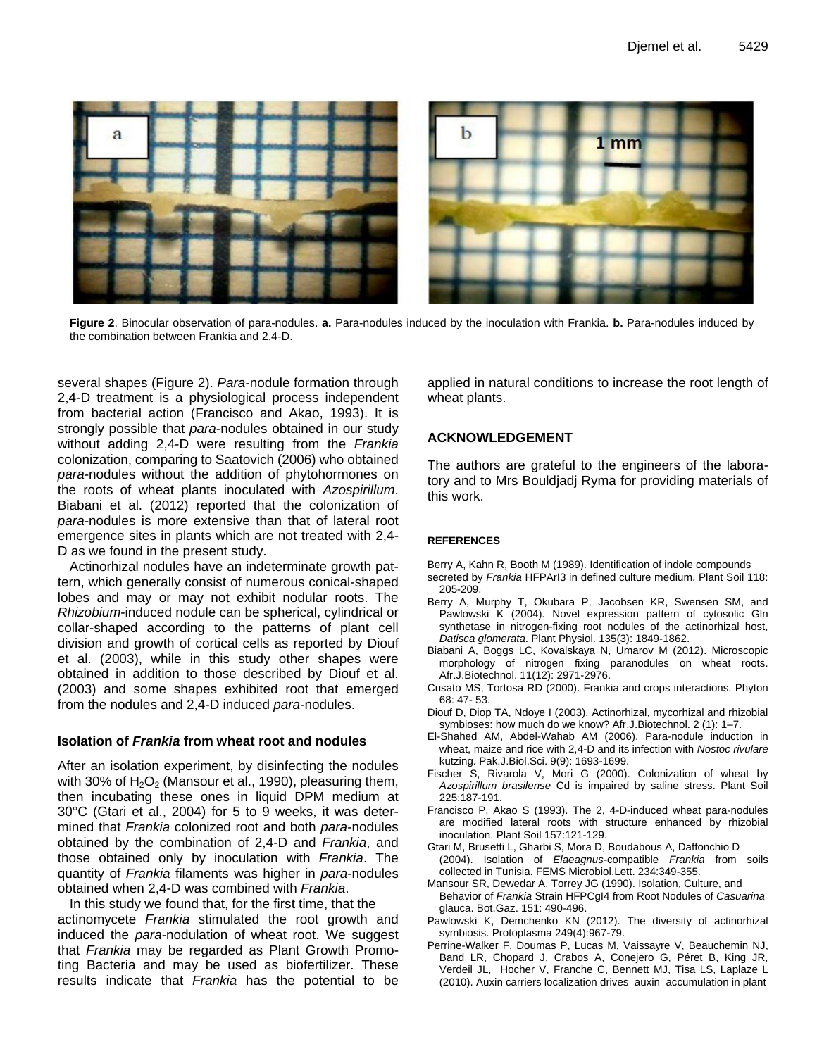Figure 2. Binocular observation of para-nodules. **a.** Para-nodules induced by the inoculation with Frankia. **b.** Para-nodules induced by the combination between Frankia and 2,4-D.

several shapes (Figure 2). *Para*-nodule formation through 2,4-D treatment is a physiological process independent from bacterial action (Francisco and Akao, 1993). It is strongly possible that *para*-nodules obtained in our study without adding 2,4-D were resulting from the *Frankia* colonization, comparing to Saatovich (2006) who obtained *para*-nodules without the addition of phytohormones on the roots of wheat plants inoculated with *Azospirillum*. Biabani et al. (2012) reported that the colonization of *para*-nodules is more extensive than that of lateral root emergence sites in plants which are not treated with 2,4-D as we found in the present study.

Actinorhizal nodules have an indeterminate growth pattern, which generally consist of numerous conical-shaped lobes and may or may not exhibit nodular roots. The *Rhizobium*-induced nodule can be spherical, cylindrical or collar-shaped according to the patterns of plant cell division and growth of cortical cells as reported by Diouf et al. (2003), while in this study other shapes were obtained in addition to those described by Diouf et al. (2003) and some shapes exhibited root that emerged from the nodules and 2,4-D induced *para*-nodules.

### Isolation of *Frankia* from wheat root and nodules

After an isolation experiment, by disinfecting the nodules with 30% of $H_2O_2$ (Mansour et al., 1990), pleasuring them, then incubating these ones in liquid DPM medium at 30°C (Gtari et al., 2004) for 5 to 9 weeks, it was determined that *Frankia* colonized root and both *para*-nodules obtained by the combination of 2,4-D and *Frankia*, and those obtained only by inoculation with *Frankia*. The quantity of *Frankia* filaments was higher in *para*-nodules obtained when 2,4-D was combined with *Frankia*.

In this study we found that, for the first time, that the actinomycete *Frankia* stimulated the root growth and induced the *para*-nodulation of wheat root. We suggest that *Frankia* may be regarded as Plant Growth Promoting Bacteria and may be used as biofertilizer. These results indicate that *Frankia* has the potential to be applied in natural conditions to increase the root length of wheat plants.

## ACKNOWLEDGEMENT

The authors are grateful to the engineers of the laboratory and to Mrs Bouldjadj Ryma for providing materials of this work.

## REFERENCES

Berry A, Kahn R, Booth M (1989). Identification of indole compounds secreted by *Frankia* HFPArI3 in defined culture medium. Plant Soil 118: 205-209.

Berry A, Murphy T, Okubara P, Jacobsen KR, Swensen SM, and Pawlowski K (2004). Novel expression pattern of cytosolic Gln synthetase in nitrogen-fixing root nodules of the actinorhizal host, *Datisca glomerata*. Plant Physiol. 135(3): 1849-1862.

Biabani A, Boggs LC, Kovalskaya N, Umarov M (2012). Microscopic morphology of nitrogen fixing paranodules on wheat roots. Afr.J.Biotechnol. 11(12): 2971-2976.

Cusato MS, Tortosa RD (2000). Frankia and crops interactions. Phyton 68: 47- 53.

Diouf D, Diop TA, Ndoye I (2003). Actinorhizal, mycorhizal and rhizobial symbioses: how much do we know? Afr.J.Biotechnol. 2 (1): 1–7.

El-Shahed AM, Abdel-Wahab AM (2006). Para-nodule induction in wheat, maize and rice with 2,4-D and its infection with *Nostoc rivulare* kutzing. Pak.J.Biol.Sci. 9(9): 1693-1699.

Fischer S, Rivarola V, Mori G (2000). Colonization of wheat by *Azospirillum brasilense* Cd is impaired by saline stress. Plant Soil 225:187-191.

Francisco P, Akao S (1993). The 2, 4-D-induced wheat para-nodules are modified lateral roots with structure enhanced by rhizobial inoculation. Plant Soil 157:121-129.

Gtari M, Brusetti L, Gharbi S, Mora D, Boudabous A, Daffonchio D (2004). Isolation of *Elaeagnus*-compatible *Frankia* from soils collected in Tunisia. FEMS Microbiol.Lett. 234:349-355.

Mansour SR, Dewedar A, Torrey JG (1990). Isolation, Culture, and Behavior of *Frankia* Strain HFPCgI4 from Root Nodules of *Casuarina* glauca. Bot.Gaz. 151: 490-496.

Pawlowski K, Demchenko KN (2012). The diversity of actinorhizal symbiosis. Protoplasma 249(4):967-79.

Perrine-Walker F, Doumas P, Lucas M, Vaissayre V, Beauchemin NJ, Band LR, Chopard J, Crabos A, Conejero G, Péret B, King JR, Verdeil JL, Hocher V, Franche C, Bennett MJ, Tisa LS, Laplaze L (2010). Auxin carriers localization drives auxin accumulation in plant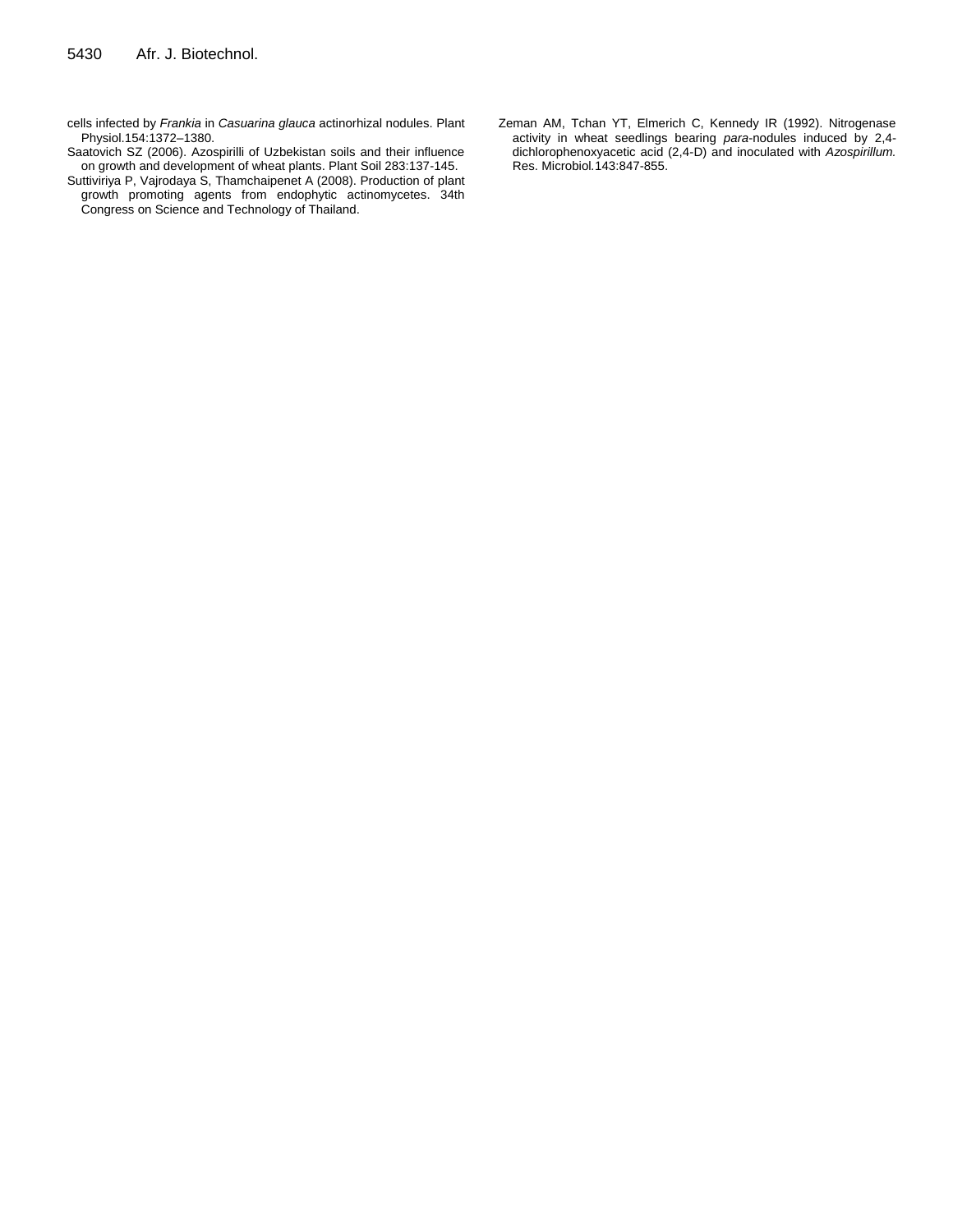cells infected by *Frankia* in *Casuarina glauca* actinorhizal nodules. Plant Physiol.154:1372–1380.

Saatovich SZ (2006). Azospirilli of Uzbekistan soils and their influence on growth and development of wheat plants. Plant Soil 283:137-145.

Suttiviriya P, Vajrodaya S, Thamchaipenet A (2008). Production of plant growth promoting agents from endophytic actinomycetes. 34th Congress on Science and Technology of Thailand.

Zeman AM, Tchan YT, Elmerich C, Kennedy IR (1992). Nitrogenase activity in wheat seedlings bearing *para*-nodules induced by 2,4-dichlorophenoxyacetic acid (2,4-D) and inoculated with *Azospirillum.* Res. Microbiol.143:847-855.